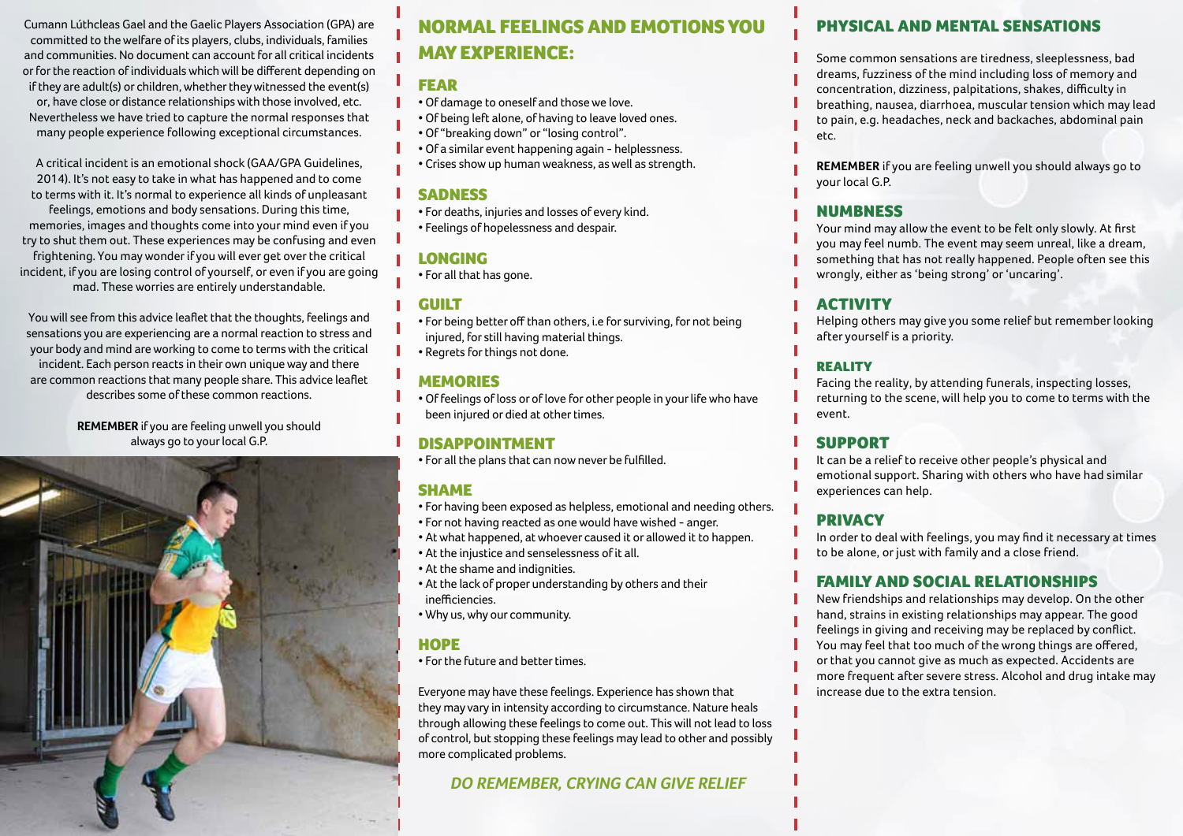Cumann Lúthcleas Gael and the Gaelic Players Association (GPA) are committed to the welfare of its players, clubs, individuals, families and communities. No document can account for all critical incidents or for the reaction of individuals which will be different depending on if they are adult(s) or children, whether they witnessed the event(s) or, have close or distance relationships with those involved, etc. Nevertheless we have tried to capture the normal responses that many people experience following exceptional circumstances.

A critical incident is an emotional shock (GAA/GPA Guidelines, 2014). It's not easy to take in what has happened and to come to terms with it. It's normal to experience all kinds of unpleasant feelings, emotions and body sensations. During this time, memories, images and thoughts come into your mind even if you try to shut them out. These experiences may be confusing and even frightening. You may wonder if you will ever get over the critical incident, if you are losing control of yourself, or even if you are going mad. These worries are entirely understandable.

You will see from this advice leaflet that the thoughts, feelings and sensations you are experiencing are a normal reaction to stress and your body and mind are working to come to terms with the critical incident. Each person reacts in their own unique way and there are common reactions that many people share. This advice leaflet describes some of these common reactions.

**REMEMBER** if you are feeling unwell you should always go to your local G.P.

## NORMAL FEELINGS AND EMOTIONS YOU MAY EXPERIENCE:

### FEAR

- Of damage to oneself and those we love.
- Of being left alone, of having to leave loved ones.
- Of "breaking down" or "losing control".
- Of a similar event happening again - helplessness.
- Crises show up human weakness, as well as strength.

### SADNESS

- For deaths, injuries and losses of every kind.
- Feelings of hopelessness and despair.

### LONGING

- For all that has gone.

### GUILT

- For being better off than others, i.e for surviving, for not being injured, for still having material things.
- Regrets for things not done.

### MEMORIES

- Of feelings of loss or of love for other people in your life who have been injured or died at other times.

### DISAPPOINTMENT

- For all the plans that can now never be fulfilled.

### SHAME

- For having been exposed as helpless, emotional and needing others.
- For not having reacted as one would have wished - anger.
- At what happened, at whoever caused it or allowed it to happen.
- At the injustice and senselessness of it all.
- At the shame and indignities.
- At the lack of proper understanding by others and their inefficiencies.
- Why us, why our community.

### HOPE

- For the future and better times.

Everyone may have these feelings. Experience has shown that they may vary in intensity according to circumstance. Nature heals through allowing these feelings to come out. This will not lead to loss of control, but stopping these feelings may lead to other and possibly more complicated problems.

*DO REMEMBER, CRYING CAN GIVE RELIEF*

## PHYSICAL AND MENTAL SENSATIONS

Some common sensations are tiredness, sleeplessness, bad dreams, fuzziness of the mind including loss of memory and concentration, dizziness, palpitations, shakes, difficulty in breathing, nausea, diarrhoea, muscular tension which may lead to pain, e.g. headaches, neck and backaches, abdominal pain etc.

**REMEMBER** if you are feeling unwell you should always go to your local G.P.

### NUMBNESS

Your mind may allow the event to be felt only slowly. At first you may feel numb. The event may seem unreal, like a dream, something that has not really happened. People often see this wrongly, either as 'being strong' or 'uncaring'.

### ACTIVITY

Helping others may give you some relief but remember looking after yourself is a priority.

### REALITY

Facing the reality, by attending funerals, inspecting losses, returning to the scene, will help you to come to terms with the event.

### SUPPORT

It can be a relief to receive other people's physical and emotional support. Sharing with others who have had similar experiences can help.

### PRIVACY

In order to deal with feelings, you may find it necessary at times to be alone, or just with family and a close friend.

### FAMILY AND SOCIAL RELATIONSHIPS

New friendships and relationships may develop. On the other hand, strains in existing relationships may appear. The good feelings in giving and receiving may be replaced by conflict. You may feel that too much of the wrong things are offered, or that you cannot give as much as expected. Accidents are more frequent after severe stress. Alcohol and drug intake may increase due to the extra tension.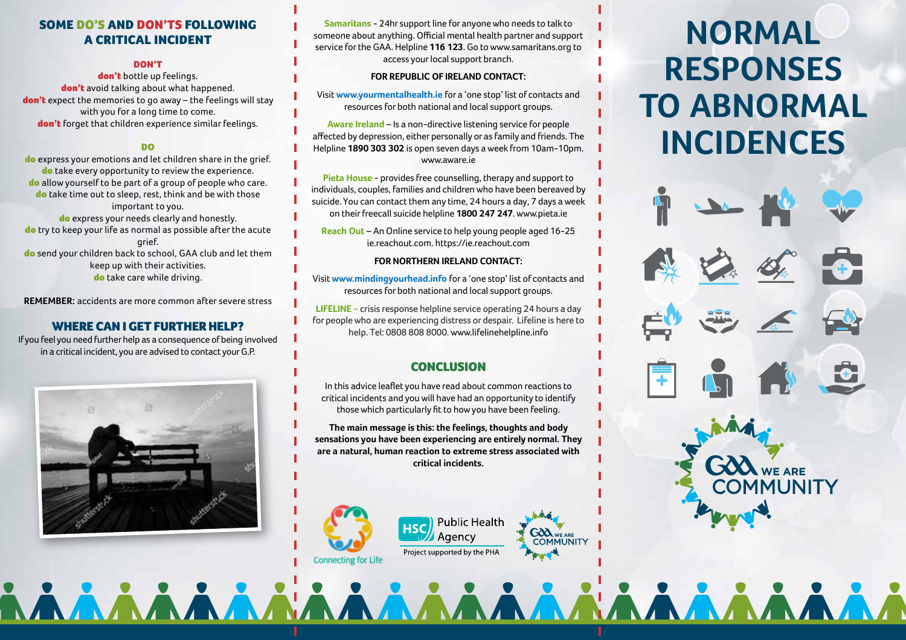## SOME DO'S AND DON'TS FOLLOWING A CRITICAL INCIDENT

### DON'T

**don't** bottle up feelings.
**don't** avoid talking about what happened.
**don't** expect the memories to go away – the feelings will stay with you for a long time to come.
**don't** forget that children experience similar feelings.

### DO

**do** express your emotions and let children share in the grief.
**do** take every opportunity to review the experience.
**do** allow yourself to be part of a group of people who care.
**do** take time out to sleep, rest, think and be with those important to you.
**do** express your needs clearly and honestly.
**do** try to keep your life as normal as possible after the acute grief.
**do** send your children back to school, GAA club and let them keep up with their activities.
**do** take care while driving.

**REMEMBER:** accidents are more common after severe stress

## WHERE CAN I GET FURTHER HELP?

If you feel you need further help as a consequence of being involved in a critical incident, you are advised to contact your G.P.

**Samaritans** - 24hr support line for anyone who needs to talk to someone about anything. Official mental health partner and support service for the GAA. Helpline **116 123**. Go to www.samaritans.org to access your local support branch.

**FOR REPUBLIC OF IRELAND CONTACT:**

Visit **www.yourmentalhealth.ie** for a 'one stop' list of contacts and resources for both national and local support groups.

**Aware Ireland** – Is a non-directive listening service for people affected by depression, either personally or as family and friends. The Helpline **1890 303 302** is open seven days a week from 10am-10pm. www.aware.ie

**Pieta House** - provides free counselling, therapy and support to individuals, couples, families and children who have been bereaved by suicide. You can contact them any time, 24 hours a day, 7 days a week on their freecall suicide helpline **1800 247 247**. www.pieta.ie

**Reach Out** – An Online service to help young people aged 16-25 ie.reachout.com. https://ie.reachout.com

**FOR NORTHERN IRELAND CONTACT:**

Visit **www.mindingyourhead.info** for a 'one stop' list of contacts and resources for both national and local support groups.

**LIFELINE** - crisis response helpline service operating 24 hours a day for people who are experiencing distress or despair. Lifeline is here to help. Tel: 0808 808 8000. www.lifelinehelpline.info

## CONCLUSION

In this advice leaflet you have read about common reactions to critical incidents and you will have had an opportunity to identify those which particularly fit to how you have been feeling.

**The main message is this: the feelings, thoughts and body sensations you have been experiencing are entirely normal. They are a natural, human reaction to extreme stress associated with critical incidents.**

Connecting for Life

HSC Public Health Agency

Project supported by the PHA

GAA WE ARE COMMUNITY

# NORMAL RESPONSES TO ABNORMAL INCIDENCES

GAA WE ARE COMMUNITY